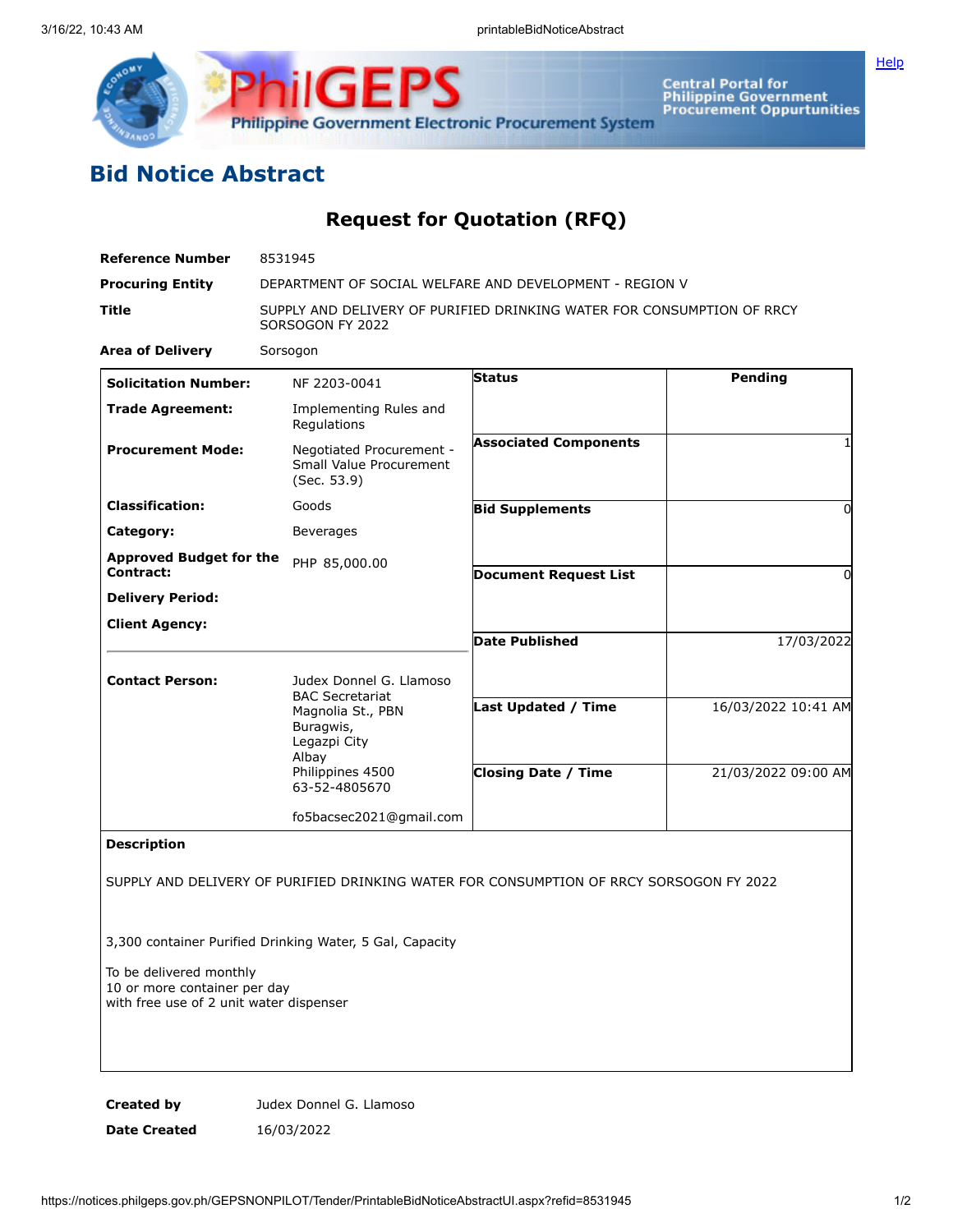# Bid Notice Abstract

## Request for Quotation (RFQ)

| | |
|---|---|
| **Reference Number** | 8531945 |
| **Procuring Entity** | DEPARTMENT OF SOCIAL WELFARE AND DEVELOPMENT - REGION V |
| **Title** | SUPPLY AND DELIVERY OF PURIFIED DRINKING WATER FOR CONSUMPTION OF RRCY SORSOGON FY 2022 |
| **Area of Delivery** | Sorsogon |

| | | | |
|---|---|---|---|
| **Solicitation Number:** | NF 2203-0041 | **Status** | Pending |
| **Trade Agreement:** | Implementing Rules and Regulations | | |
| **Procurement Mode:** | Negotiated Procurement - Small Value Procurement (Sec. 53.9) | **Associated Components** | 1 |
| **Classification:** | Goods | **Bid Supplements** | 0 |
| **Category:** | Beverages | | |
| **Approved Budget for the Contract:** | PHP 85,000.00 | **Document Request List** | 0 |
| **Delivery Period:** | | | |
| **Client Agency:** | | **Date Published** | 17/03/2022 |
| **Contact Person:** | Judex Donnel G. Llamoso<br>BAC Secretariat<br>Magnolia St., PBN<br>Buragwis,<br>Legazpi City<br>Albay<br>Philippines 4500<br>63-52-4805670<br><br>fo5bacsec2021@gmail.com | **Last Updated / Time** | 16/03/2022 10:41 AM |
| | | **Closing Date / Time** | 21/03/2022 09:00 AM |

**Description**

SUPPLY AND DELIVERY OF PURIFIED DRINKING WATER FOR CONSUMPTION OF RRCY SORSOGON FY 2022

3,300 container Purified Drinking Water, 5 Gal, Capacity

To be delivered monthly
10 or more container per day
with free use of 2 unit water dispenser

| | |
|---|---|
| **Created by** | Judex Donnel G. Llamoso |
| **Date Created** | 16/03/2022 |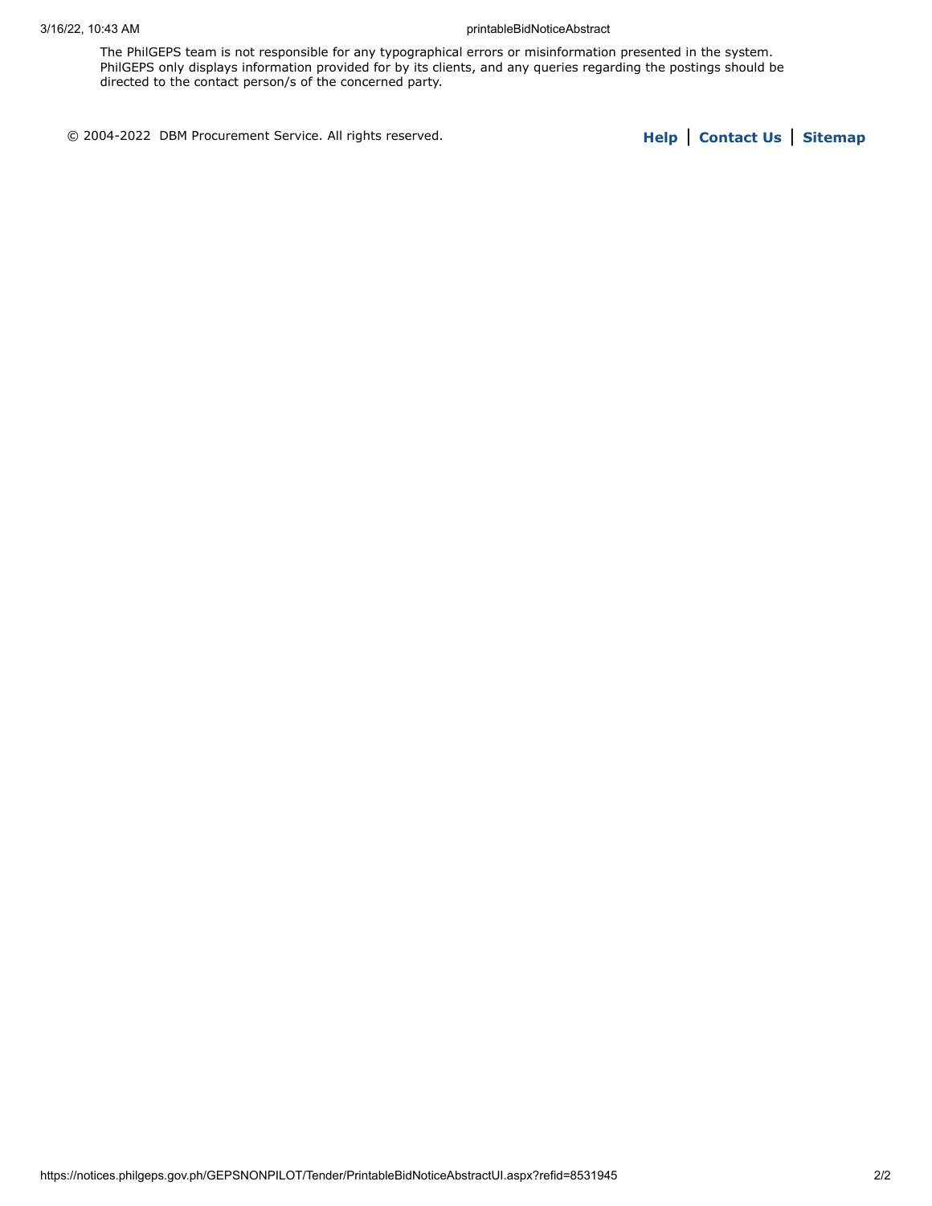The PhilGEPS team is not responsible for any typographical errors or misinformation presented in the system. PhilGEPS only displays information provided for by its clients, and any queries regarding the postings should be directed to the contact person/s of the concerned party.

© 2004-2022 DBM Procurement Service. All rights reserved.

**Help** | **Contact Us** | **Sitemap**